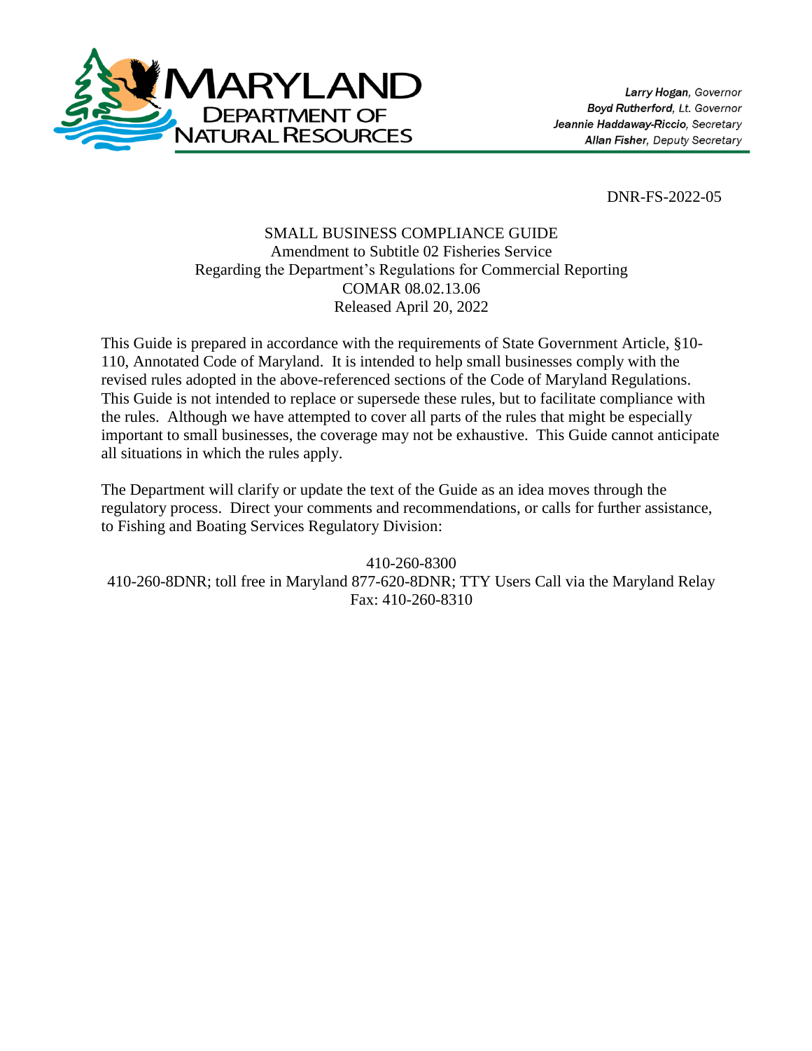**MARYLAND DEPARTMENT OF NATURAL RESOURCES**

*Larry Hogan, Governor*
*Boyd Rutherford, Lt. Governor*
*Jeannie Haddaway-Riccio, Secretary*
*Allan Fisher, Deputy Secretary*

DNR-FS-2022-05

SMALL BUSINESS COMPLIANCE GUIDE
Amendment to Subtitle 02 Fisheries Service
Regarding the Department's Regulations for Commercial Reporting
COMAR 08.02.13.06
Released April 20, 2022

This Guide is prepared in accordance with the requirements of State Government Article, §10-110, Annotated Code of Maryland. It is intended to help small businesses comply with the revised rules adopted in the above-referenced sections of the Code of Maryland Regulations. This Guide is not intended to replace or supersede these rules, but to facilitate compliance with the rules. Although we have attempted to cover all parts of the rules that might be especially important to small businesses, the coverage may not be exhaustive. This Guide cannot anticipate all situations in which the rules apply.

The Department will clarify or update the text of the Guide as an idea moves through the regulatory process. Direct your comments and recommendations, or calls for further assistance, to Fishing and Boating Services Regulatory Division:

410-260-8300
410-260-8DNR; toll free in Maryland 877-620-8DNR; TTY Users Call via the Maryland Relay
Fax: 410-260-8310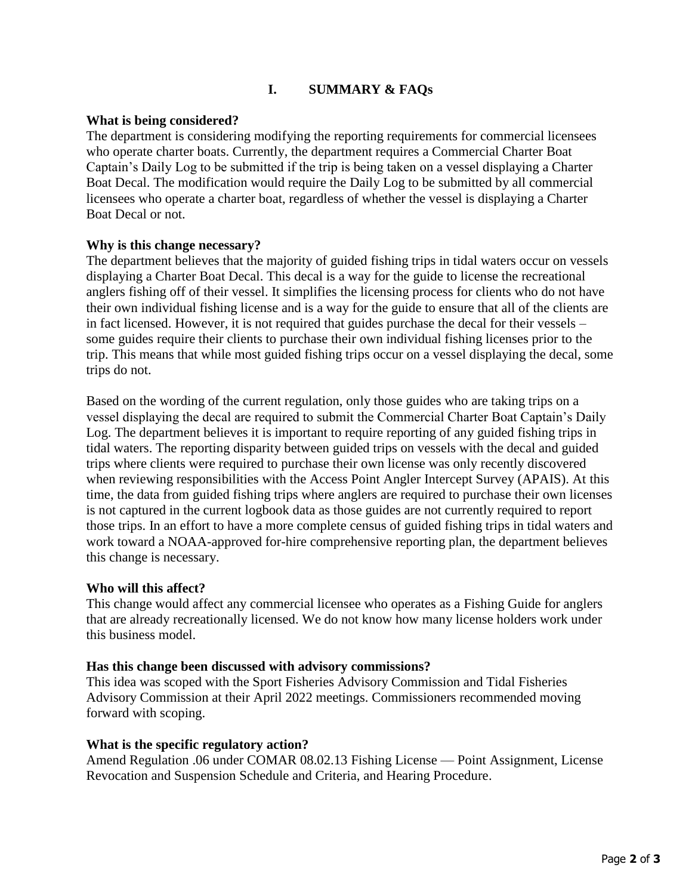## I. SUMMARY & FAQs

**What is being considered?**

The department is considering modifying the reporting requirements for commercial licensees who operate charter boats. Currently, the department requires a Commercial Charter Boat Captain's Daily Log to be submitted if the trip is being taken on a vessel displaying a Charter Boat Decal. The modification would require the Daily Log to be submitted by all commercial licensees who operate a charter boat, regardless of whether the vessel is displaying a Charter Boat Decal or not.

**Why is this change necessary?**

The department believes that the majority of guided fishing trips in tidal waters occur on vessels displaying a Charter Boat Decal. This decal is a way for the guide to license the recreational anglers fishing off of their vessel. It simplifies the licensing process for clients who do not have their own individual fishing license and is a way for the guide to ensure that all of the clients are in fact licensed. However, it is not required that guides purchase the decal for their vessels – some guides require their clients to purchase their own individual fishing licenses prior to the trip. This means that while most guided fishing trips occur on a vessel displaying the decal, some trips do not.

Based on the wording of the current regulation, only those guides who are taking trips on a vessel displaying the decal are required to submit the Commercial Charter Boat Captain's Daily Log. The department believes it is important to require reporting of any guided fishing trips in tidal waters. The reporting disparity between guided trips on vessels with the decal and guided trips where clients were required to purchase their own license was only recently discovered when reviewing responsibilities with the Access Point Angler Intercept Survey (APAIS). At this time, the data from guided fishing trips where anglers are required to purchase their own licenses is not captured in the current logbook data as those guides are not currently required to report those trips. In an effort to have a more complete census of guided fishing trips in tidal waters and work toward a NOAA-approved for-hire comprehensive reporting plan, the department believes this change is necessary.

**Who will this affect?**

This change would affect any commercial licensee who operates as a Fishing Guide for anglers that are already recreationally licensed. We do not know how many license holders work under this business model.

**Has this change been discussed with advisory commissions?**

This idea was scoped with the Sport Fisheries Advisory Commission and Tidal Fisheries Advisory Commission at their April 2022 meetings. Commissioners recommended moving forward with scoping.

**What is the specific regulatory action?**

Amend Regulation .06 under COMAR 08.02.13 Fishing License — Point Assignment, License Revocation and Suspension Schedule and Criteria, and Hearing Procedure.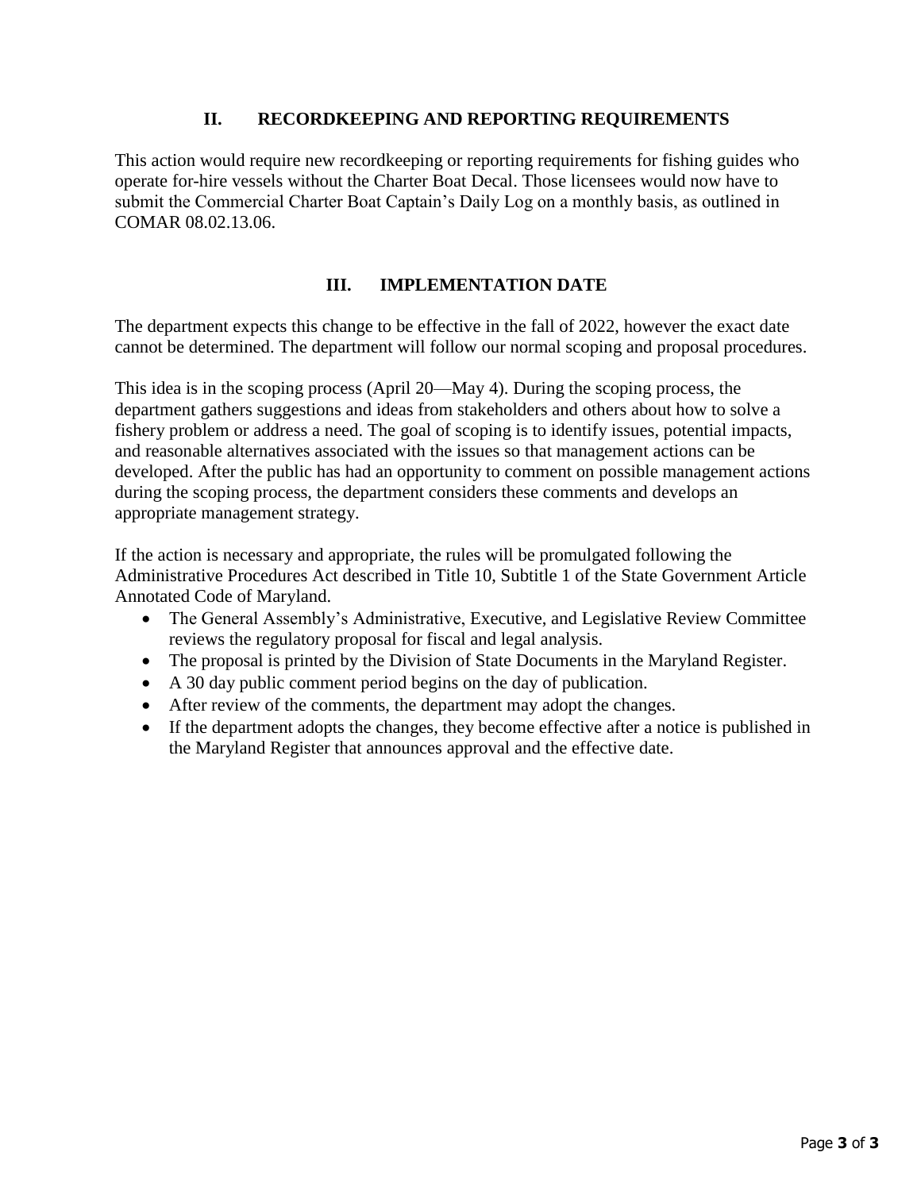## II. RECORDKEEPING AND REPORTING REQUIREMENTS

This action would require new recordkeeping or reporting requirements for fishing guides who operate for-hire vessels without the Charter Boat Decal. Those licensees would now have to submit the Commercial Charter Boat Captain's Daily Log on a monthly basis, as outlined in COMAR 08.02.13.06.

## III. IMPLEMENTATION DATE

The department expects this change to be effective in the fall of 2022, however the exact date cannot be determined. The department will follow our normal scoping and proposal procedures.

This idea is in the scoping process (April 20—May 4). During the scoping process, the department gathers suggestions and ideas from stakeholders and others about how to solve a fishery problem or address a need. The goal of scoping is to identify issues, potential impacts, and reasonable alternatives associated with the issues so that management actions can be developed. After the public has had an opportunity to comment on possible management actions during the scoping process, the department considers these comments and develops an appropriate management strategy.

If the action is necessary and appropriate, the rules will be promulgated following the Administrative Procedures Act described in Title 10, Subtitle 1 of the State Government Article Annotated Code of Maryland.

- The General Assembly's Administrative, Executive, and Legislative Review Committee reviews the regulatory proposal for fiscal and legal analysis.
- The proposal is printed by the Division of State Documents in the Maryland Register.
- A 30 day public comment period begins on the day of publication.
- After review of the comments, the department may adopt the changes.
- If the department adopts the changes, they become effective after a notice is published in the Maryland Register that announces approval and the effective date.